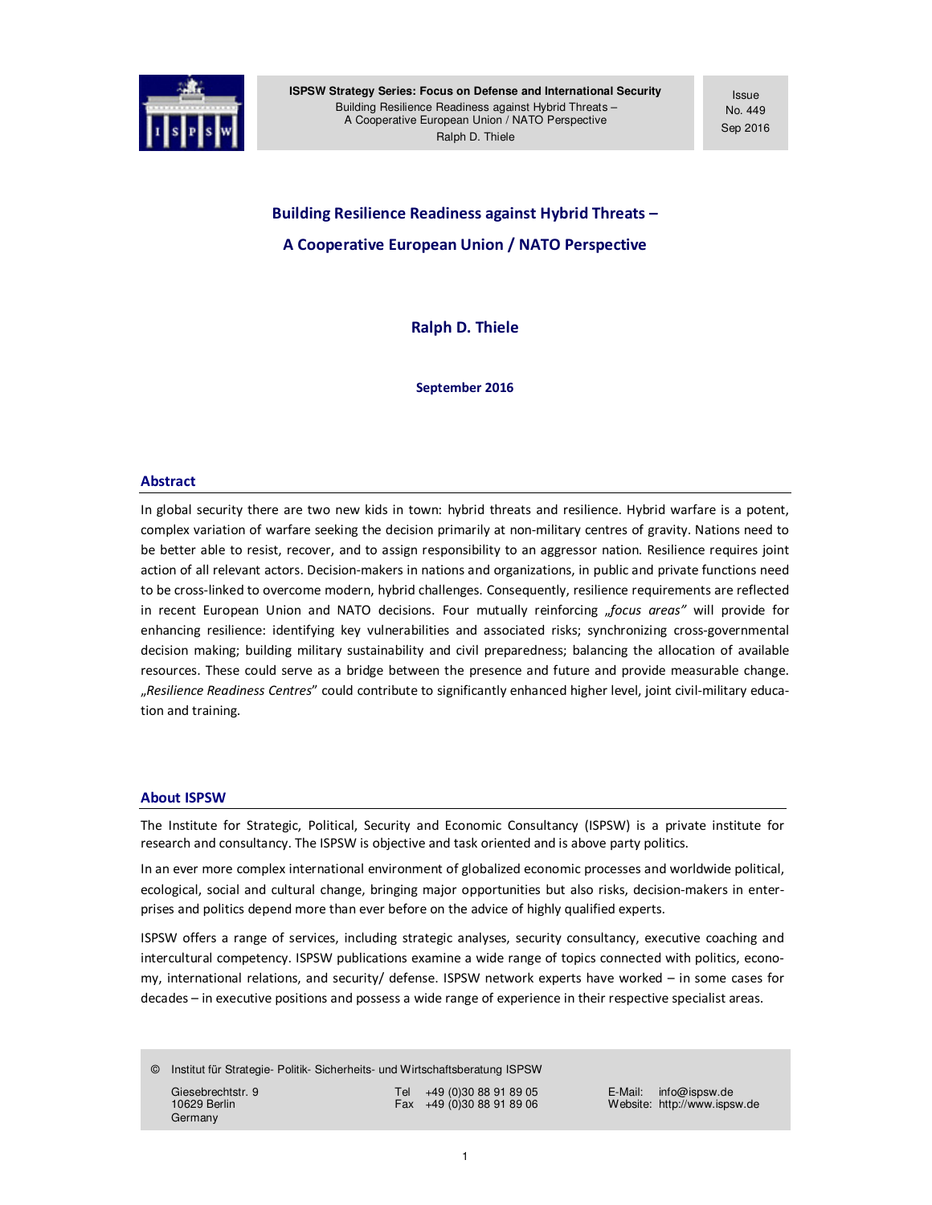# Building Resilience Readiness against Hybrid Threats – A Cooperative European Union / NATO Perspective

**Ralph D. Thiele**

**September 2016**

## Abstract

In global security there are two new kids in town: hybrid threats and resilience. Hybrid warfare is a potent, complex variation of warfare seeking the decision primarily at non-military centres of gravity. Nations need to be better able to resist, recover, and to assign responsibility to an aggressor nation. Resilience requires joint action of all relevant actors. Decision-makers in nations and organizations, in public and private functions need to be cross-linked to overcome modern, hybrid challenges. Consequently, resilience requirements are reflected in recent European Union and NATO decisions. Four mutually reinforcing *„focus areas"* will provide for enhancing resilience: identifying key vulnerabilities and associated risks; synchronizing cross-governmental decision making; building military sustainability and civil preparedness; balancing the allocation of available resources. These could serve as a bridge between the presence and future and provide measurable change. *„Resilience Readiness Centres"* could contribute to significantly enhanced higher level, joint civil-military education and training.

## About ISPSW

The Institute for Strategic, Political, Security and Economic Consultancy (ISPSW) is a private institute for research and consultancy. The ISPSW is objective and task oriented and is above party politics.

In an ever more complex international environment of globalized economic processes and worldwide political, ecological, social and cultural change, bringing major opportunities but also risks, decision-makers in enterprises and politics depend more than ever before on the advice of highly qualified experts.

ISPSW offers a range of services, including strategic analyses, security consultancy, executive coaching and intercultural competency. ISPSW publications examine a wide range of topics connected with politics, economy, international relations, and security/ defense. ISPSW network experts have worked – in some cases for decades – in executive positions and possess a wide range of experience in their respective specialist areas.

© Institut für Strategie- Politik- Sicherheits- und Wirtschaftsberatung ISPSW

Giesebrechtstr. 9
10629 Berlin
Germany

Tel +49 (0)30 88 91 89 05
Fax +49 (0)30 88 91 89 06

E-Mail: info@ispsw.de
Website: http://www.ispsw.de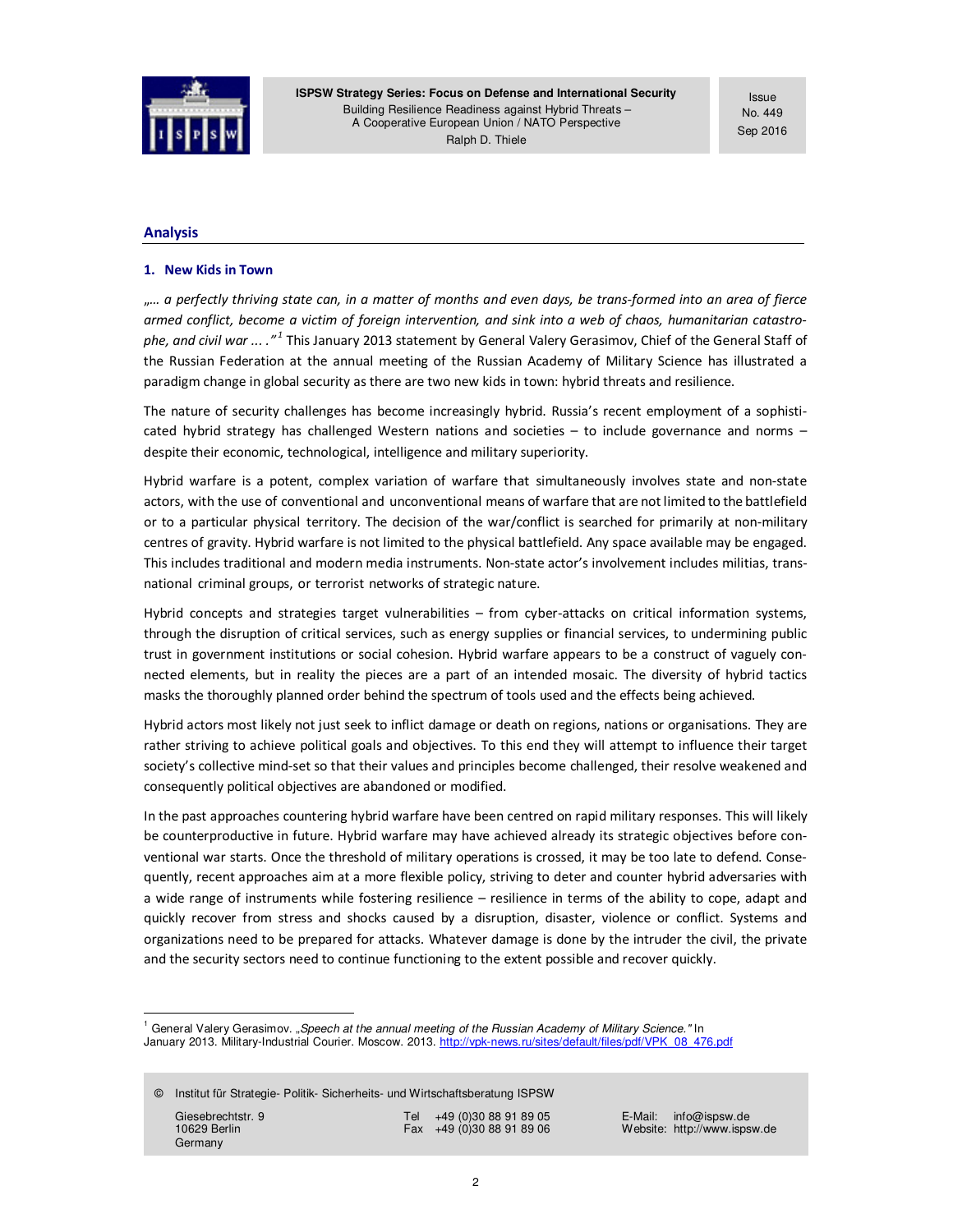## Analysis

### 1. New Kids in Town

*„… a perfectly thriving state can, in a matter of months and even days, be trans-formed into an area of fierce armed conflict, become a victim of foreign intervention, and sink into a web of chaos, humanitarian catastrophe, and civil war … ."*[1] This January 2013 statement by General Valery Gerasimov, Chief of the General Staff of the Russian Federation at the annual meeting of the Russian Academy of Military Science has illustrated a paradigm change in global security as there are two new kids in town: hybrid threats and resilience.

The nature of security challenges has become increasingly hybrid. Russia's recent employment of a sophisticated hybrid strategy has challenged Western nations and societies – to include governance and norms – despite their economic, technological, intelligence and military superiority.

Hybrid warfare is a potent, complex variation of warfare that simultaneously involves state and non-state actors, with the use of conventional and unconventional means of warfare that are not limited to the battlefield or to a particular physical territory. The decision of the war/conflict is searched for primarily at non-military centres of gravity. Hybrid warfare is not limited to the physical battlefield. Any space available may be engaged. This includes traditional and modern media instruments. Non-state actor's involvement includes militias, transnational criminal groups, or terrorist networks of strategic nature.

Hybrid concepts and strategies target vulnerabilities – from cyber-attacks on critical information systems, through the disruption of critical services, such as energy supplies or financial services, to undermining public trust in government institutions or social cohesion. Hybrid warfare appears to be a construct of vaguely connected elements, but in reality the pieces are a part of an intended mosaic. The diversity of hybrid tactics masks the thoroughly planned order behind the spectrum of tools used and the effects being achieved.

Hybrid actors most likely not just seek to inflict damage or death on regions, nations or organisations. They are rather striving to achieve political goals and objectives. To this end they will attempt to influence their target society's collective mind-set so that their values and principles become challenged, their resolve weakened and consequently political objectives are abandoned or modified.

In the past approaches countering hybrid warfare have been centred on rapid military responses. This will likely be counterproductive in future. Hybrid warfare may have achieved already its strategic objectives before conventional war starts. Once the threshold of military operations is crossed, it may be too late to defend. Consequently, recent approaches aim at a more flexible policy, striving to deter and counter hybrid adversaries with a wide range of instruments while fostering resilience – resilience in terms of the ability to cope, adapt and quickly recover from stress and shocks caused by a disruption, disaster, violence or conflict. Systems and organizations need to be prepared for attacks. Whatever damage is done by the intruder the civil, the private and the security sectors need to continue functioning to the extent possible and recover quickly.

---

[1] General Valery Gerasimov. „*Speech at the annual meeting of the Russian Academy of Military Science.*" In January 2013. Military-Industrial Courier. Moscow. 2013. http://vpk-news.ru/sites/default/files/pdf/VPK_08_476.pdf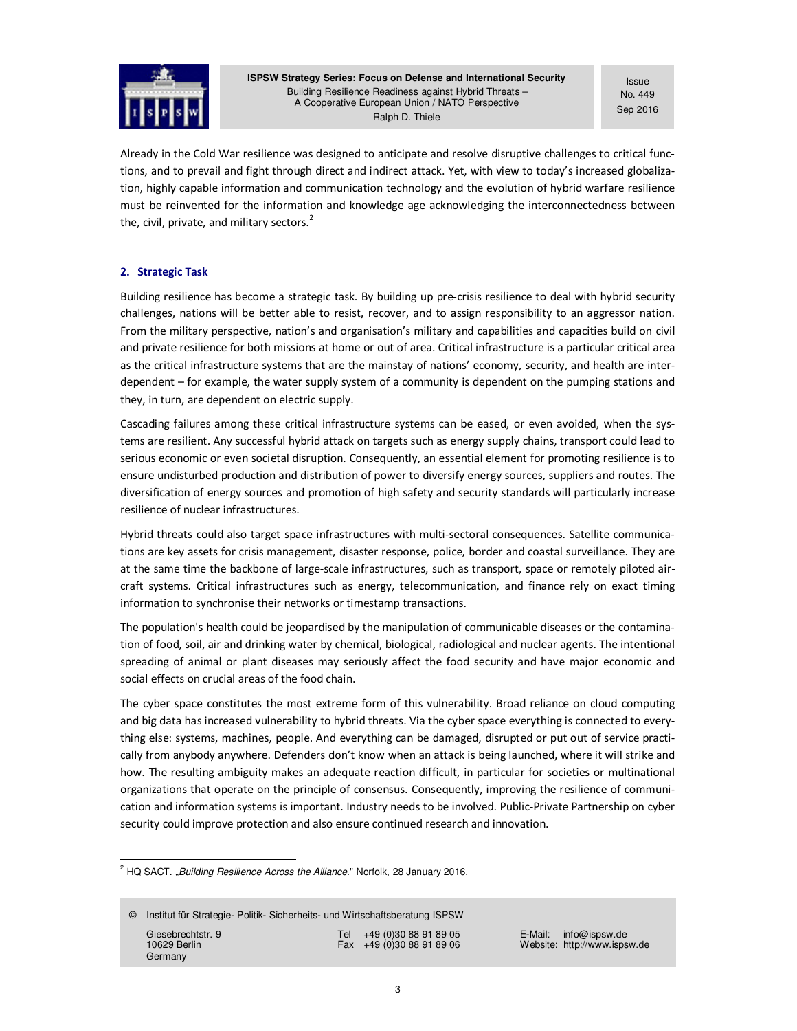Already in the Cold War resilience was designed to anticipate and resolve disruptive challenges to critical functions, and to prevail and fight through direct and indirect attack. Yet, with view to today's increased globalization, highly capable information and communication technology and the evolution of hybrid warfare resilience must be reinvented for the information and knowledge age acknowledging the interconnectedness between the, civil, private, and military sectors.[2]

## 2. Strategic Task

Building resilience has become a strategic task. By building up pre-crisis resilience to deal with hybrid security challenges, nations will be better able to resist, recover, and to assign responsibility to an aggressor nation. From the military perspective, nation's and organisation's military and capabilities and capacities build on civil and private resilience for both missions at home or out of area. Critical infrastructure is a particular critical area as the critical infrastructure systems that are the mainstay of nations' economy, security, and health are interdependent – for example, the water supply system of a community is dependent on the pumping stations and they, in turn, are dependent on electric supply.

Cascading failures among these critical infrastructure systems can be eased, or even avoided, when the systems are resilient. Any successful hybrid attack on targets such as energy supply chains, transport could lead to serious economic or even societal disruption. Consequently, an essential element for promoting resilience is to ensure undisturbed production and distribution of power to diversify energy sources, suppliers and routes. The diversification of energy sources and promotion of high safety and security standards will particularly increase resilience of nuclear infrastructures.

Hybrid threats could also target space infrastructures with multi-sectoral consequences. Satellite communications are key assets for crisis management, disaster response, police, border and coastal surveillance. They are at the same time the backbone of large-scale infrastructures, such as transport, space or remotely piloted aircraft systems. Critical infrastructures such as energy, telecommunication, and finance rely on exact timing information to synchronise their networks or timestamp transactions.

The population's health could be jeopardised by the manipulation of communicable diseases or the contamination of food, soil, air and drinking water by chemical, biological, radiological and nuclear agents. The intentional spreading of animal or plant diseases may seriously affect the food security and have major economic and social effects on crucial areas of the food chain.

The cyber space constitutes the most extreme form of this vulnerability. Broad reliance on cloud computing and big data has increased vulnerability to hybrid threats. Via the cyber space everything is connected to everything else: systems, machines, people. And everything can be damaged, disrupted or put out of service practically from anybody anywhere. Defenders don't know when an attack is being launched, where it will strike and how. The resulting ambiguity makes an adequate reaction difficult, in particular for societies or multinational organizations that operate on the principle of consensus. Consequently, improving the resilience of communication and information systems is important. Industry needs to be involved. Public-Private Partnership on cyber security could improve protection and also ensure continued research and innovation.

---

[2] HQ SACT. „*Building Resilience Across the Alliance.*" Norfolk, 28 January 2016.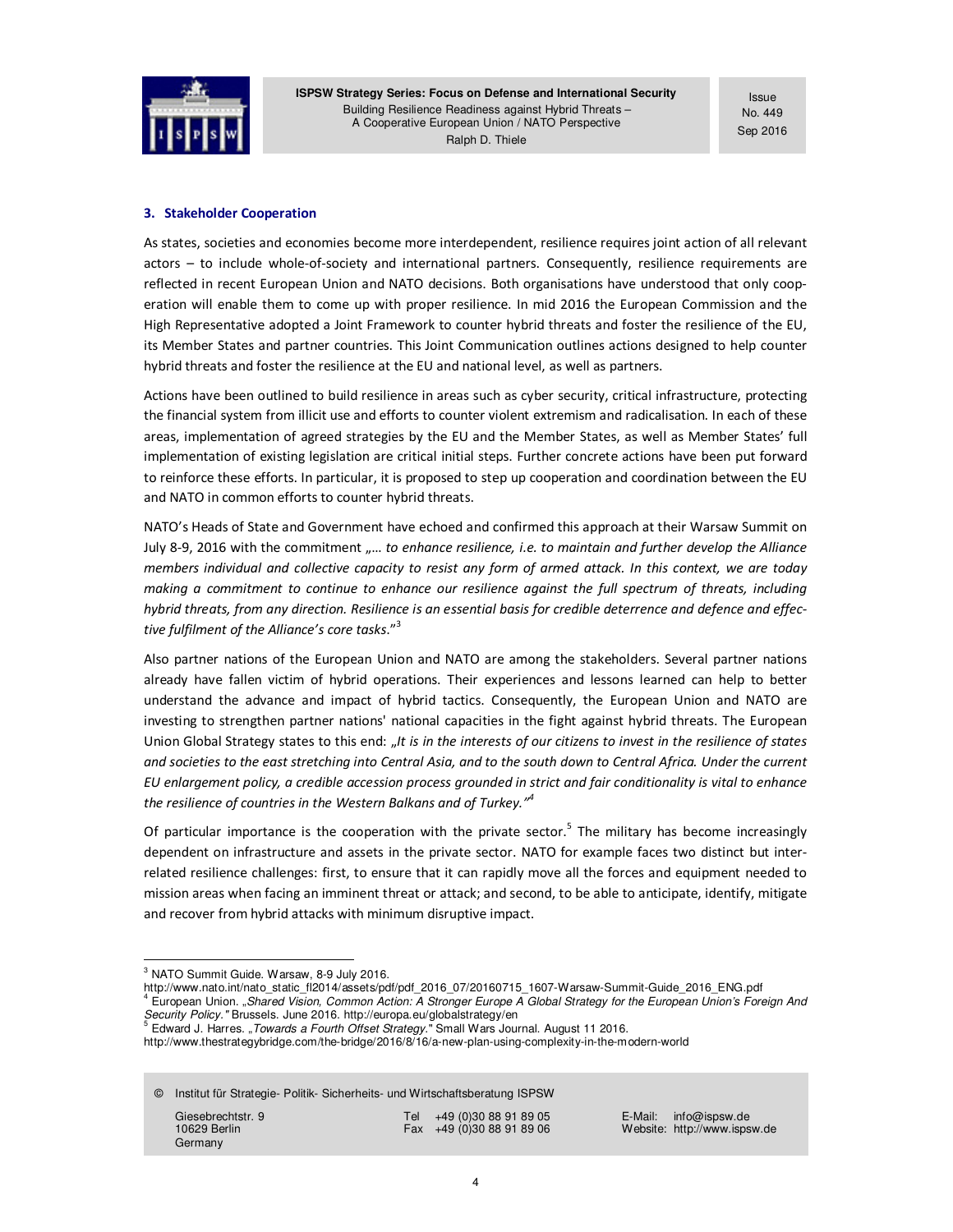### 3. Stakeholder Cooperation

As states, societies and economies become more interdependent, resilience requires joint action of all relevant actors – to include whole-of-society and international partners. Consequently, resilience requirements are reflected in recent European Union and NATO decisions. Both organisations have understood that only cooperation will enable them to come up with proper resilience. In mid 2016 the European Commission and the High Representative adopted a Joint Framework to counter hybrid threats and foster the resilience of the EU, its Member States and partner countries. This Joint Communication outlines actions designed to help counter hybrid threats and foster the resilience at the EU and national level, as well as partners.

Actions have been outlined to build resilience in areas such as cyber security, critical infrastructure, protecting the financial system from illicit use and efforts to counter violent extremism and radicalisation. In each of these areas, implementation of agreed strategies by the EU and the Member States, as well as Member States' full implementation of existing legislation are critical initial steps. Further concrete actions have been put forward to reinforce these efforts. In particular, it is proposed to step up cooperation and coordination between the EU and NATO in common efforts to counter hybrid threats.

NATO's Heads of State and Government have echoed and confirmed this approach at their Warsaw Summit on July 8-9, 2016 with the commitment „… *to enhance resilience, i.e. to maintain and further develop the Alliance members individual and collective capacity to resist any form of armed attack. In this context, we are today making a commitment to continue to enhance our resilience against the full spectrum of threats, including hybrid threats, from any direction. Resilience is an essential basis for credible deterrence and defence and effective fulfilment of the Alliance's core tasks.*"[3]

Also partner nations of the European Union and NATO are among the stakeholders. Several partner nations already have fallen victim of hybrid operations. Their experiences and lessons learned can help to better understand the advance and impact of hybrid tactics. Consequently, the European Union and NATO are investing to strengthen partner nations' national capacities in the fight against hybrid threats. The European Union Global Strategy states to this end: „*It is in the interests of our citizens to invest in the resilience of states and societies to the east stretching into Central Asia, and to the south down to Central Africa. Under the current EU enlargement policy, a credible accession process grounded in strict and fair conditionality is vital to enhance the resilience of countries in the Western Balkans and of Turkey.*"[4]

Of particular importance is the cooperation with the private sector.[5] The military has become increasingly dependent on infrastructure and assets in the private sector. NATO for example faces two distinct but interrelated resilience challenges: first, to ensure that it can rapidly move all the forces and equipment needed to mission areas when facing an imminent threat or attack; and second, to be able to anticipate, identify, mitigate and recover from hybrid attacks with minimum disruptive impact.

---

[3] NATO Summit Guide. Warsaw, 8-9 July 2016. http://www.nato.int/nato_static_fl2014/assets/pdf/pdf_2016_07/20160715_1607-Warsaw-Summit-Guide_2016_ENG.pdf

[4] European Union. „*Shared Vision, Common Action: A Stronger Europe A Global Strategy for the European Union's Foreign And Security Policy.*" Brussels. June 2016. http://europa.eu/globalstrategy/en

[5] Edward J. Harres. „*Towards a Fourth Offset Strategy.*" Small Wars Journal. August 11 2016. http://www.thestrategybridge.com/the-bridge/2016/8/16/a-new-plan-using-complexity-in-the-modern-world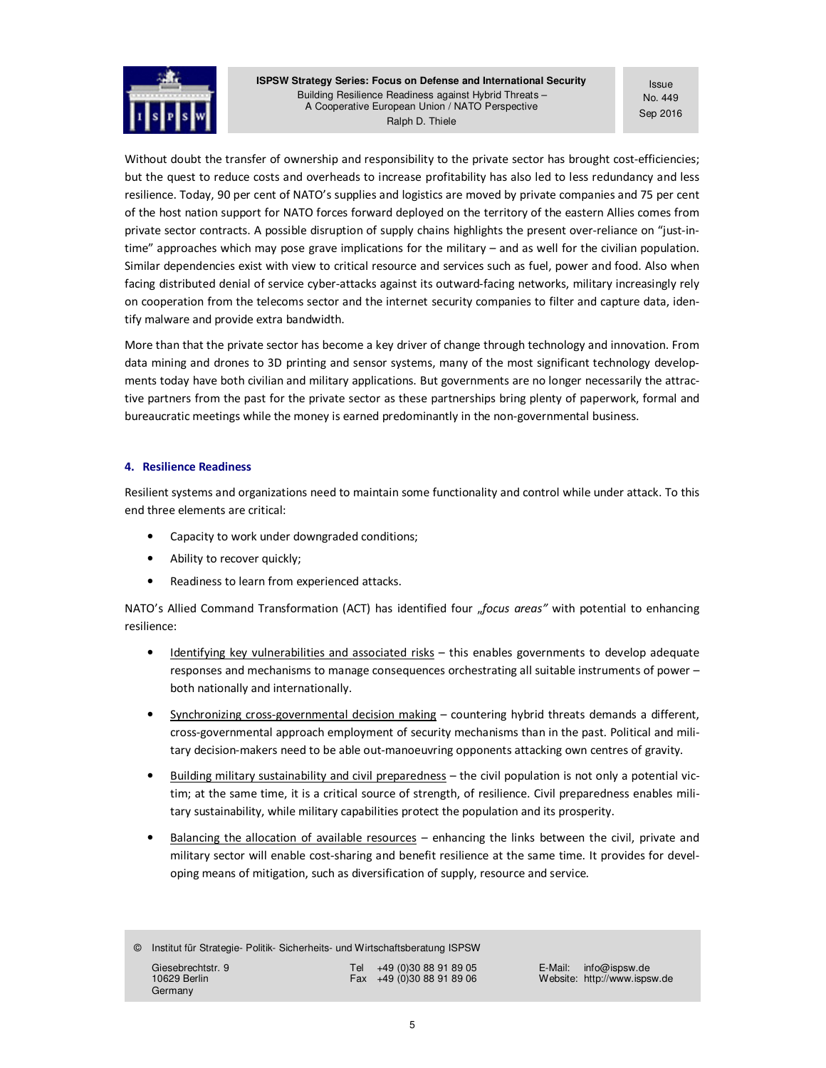Without doubt the transfer of ownership and responsibility to the private sector has brought cost-efficiencies; but the quest to reduce costs and overheads to increase profitability has also led to less redundancy and less resilience. Today, 90 per cent of NATO's supplies and logistics are moved by private companies and 75 per cent of the host nation support for NATO forces forward deployed on the territory of the eastern Allies comes from private sector contracts. A possible disruption of supply chains highlights the present over-reliance on "just-in-time" approaches which may pose grave implications for the military – and as well for the civilian population. Similar dependencies exist with view to critical resource and services such as fuel, power and food. Also when facing distributed denial of service cyber-attacks against its outward-facing networks, military increasingly rely on cooperation from the telecoms sector and the internet security companies to filter and capture data, identify malware and provide extra bandwidth.

More than that the private sector has become a key driver of change through technology and innovation. From data mining and drones to 3D printing and sensor systems, many of the most significant technology developments today have both civilian and military applications. But governments are no longer necessarily the attractive partners from the past for the private sector as these partnerships bring plenty of paperwork, formal and bureaucratic meetings while the money is earned predominantly in the non-governmental business.

## 4. Resilience Readiness

Resilient systems and organizations need to maintain some functionality and control while under attack. To this end three elements are critical:

- Capacity to work under downgraded conditions;
- Ability to recover quickly;
- Readiness to learn from experienced attacks.

NATO's Allied Command Transformation (ACT) has identified four *„focus areas"* with potential to enhancing resilience:

- Identifying key vulnerabilities and associated risks – this enables governments to develop adequate responses and mechanisms to manage consequences orchestrating all suitable instruments of power – both nationally and internationally.
- Synchronizing cross-governmental decision making – countering hybrid threats demands a different, cross-governmental approach employment of security mechanisms than in the past. Political and military decision-makers need to be able out-manoeuvring opponents attacking own centres of gravity.
- Building military sustainability and civil preparedness – the civil population is not only a potential victim; at the same time, it is a critical source of strength, of resilience. Civil preparedness enables military sustainability, while military capabilities protect the population and its prosperity.
- Balancing the allocation of available resources – enhancing the links between the civil, private and military sector will enable cost-sharing and benefit resilience at the same time. It provides for developing means of mitigation, such as diversification of supply, resource and service.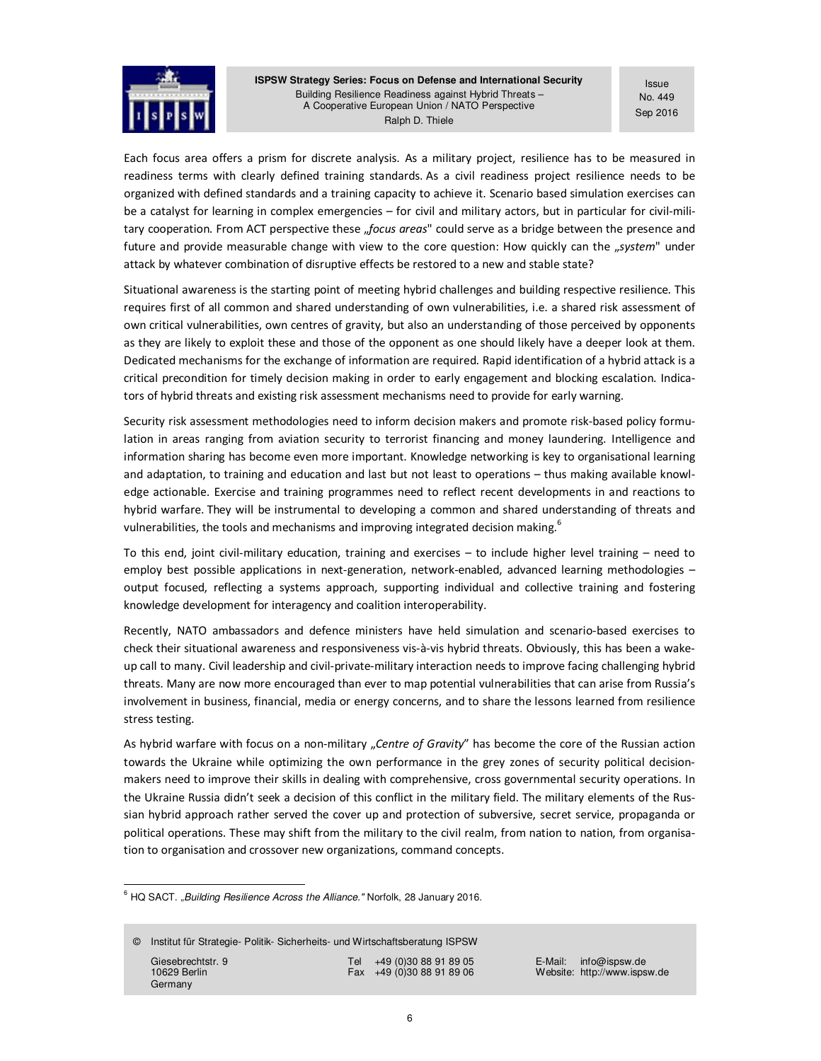Each focus area offers a prism for discrete analysis. As a military project, resilience has to be measured in readiness terms with clearly defined training standards. As a civil readiness project resilience needs to be organized with defined standards and a training capacity to achieve it. Scenario based simulation exercises can be a catalyst for learning in complex emergencies – for civil and military actors, but in particular for civil-military cooperation. From ACT perspective these „*focus areas*" could serve as a bridge between the presence and future and provide measurable change with view to the core question: How quickly can the „*system*" under attack by whatever combination of disruptive effects be restored to a new and stable state?

Situational awareness is the starting point of meeting hybrid challenges and building respective resilience. This requires first of all common and shared understanding of own vulnerabilities, i.e. a shared risk assessment of own critical vulnerabilities, own centres of gravity, but also an understanding of those perceived by opponents as they are likely to exploit these and those of the opponent as one should likely have a deeper look at them. Dedicated mechanisms for the exchange of information are required. Rapid identification of a hybrid attack is a critical precondition for timely decision making in order to early engagement and blocking escalation. Indicators of hybrid threats and existing risk assessment mechanisms need to provide for early warning.

Security risk assessment methodologies need to inform decision makers and promote risk-based policy formulation in areas ranging from aviation security to terrorist financing and money laundering. Intelligence and information sharing has become even more important. Knowledge networking is key to organisational learning and adaptation, to training and education and last but not least to operations – thus making available knowledge actionable. Exercise and training programmes need to reflect recent developments in and reactions to hybrid warfare. They will be instrumental to developing a common and shared understanding of threats and vulnerabilities, the tools and mechanisms and improving integrated decision making.[6]

To this end, joint civil-military education, training and exercises – to include higher level training – need to employ best possible applications in next-generation, network-enabled, advanced learning methodologies – output focused, reflecting a systems approach, supporting individual and collective training and fostering knowledge development for interagency and coalition interoperability.

Recently, NATO ambassadors and defence ministers have held simulation and scenario-based exercises to check their situational awareness and responsiveness vis-à-vis hybrid threats. Obviously, this has been a wake-up call to many. Civil leadership and civil-private-military interaction needs to improve facing challenging hybrid threats. Many are now more encouraged than ever to map potential vulnerabilities that can arise from Russia's involvement in business, financial, media or energy concerns, and to share the lessons learned from resilience stress testing.

As hybrid warfare with focus on a non-military „*Centre of Gravity*" has become the core of the Russian action towards the Ukraine while optimizing the own performance in the grey zones of security political decision-makers need to improve their skills in dealing with comprehensive, cross governmental security operations. In the Ukraine Russia didn't seek a decision of this conflict in the military field. The military elements of the Russian hybrid approach rather served the cover up and protection of subversive, secret service, propaganda or political operations. These may shift from the military to the civil realm, from nation to nation, from organisation to organisation and crossover new organizations, command concepts.

---

[6] HQ SACT. „*Building Resilience Across the Alliance.*" Norfolk, 28 January 2016.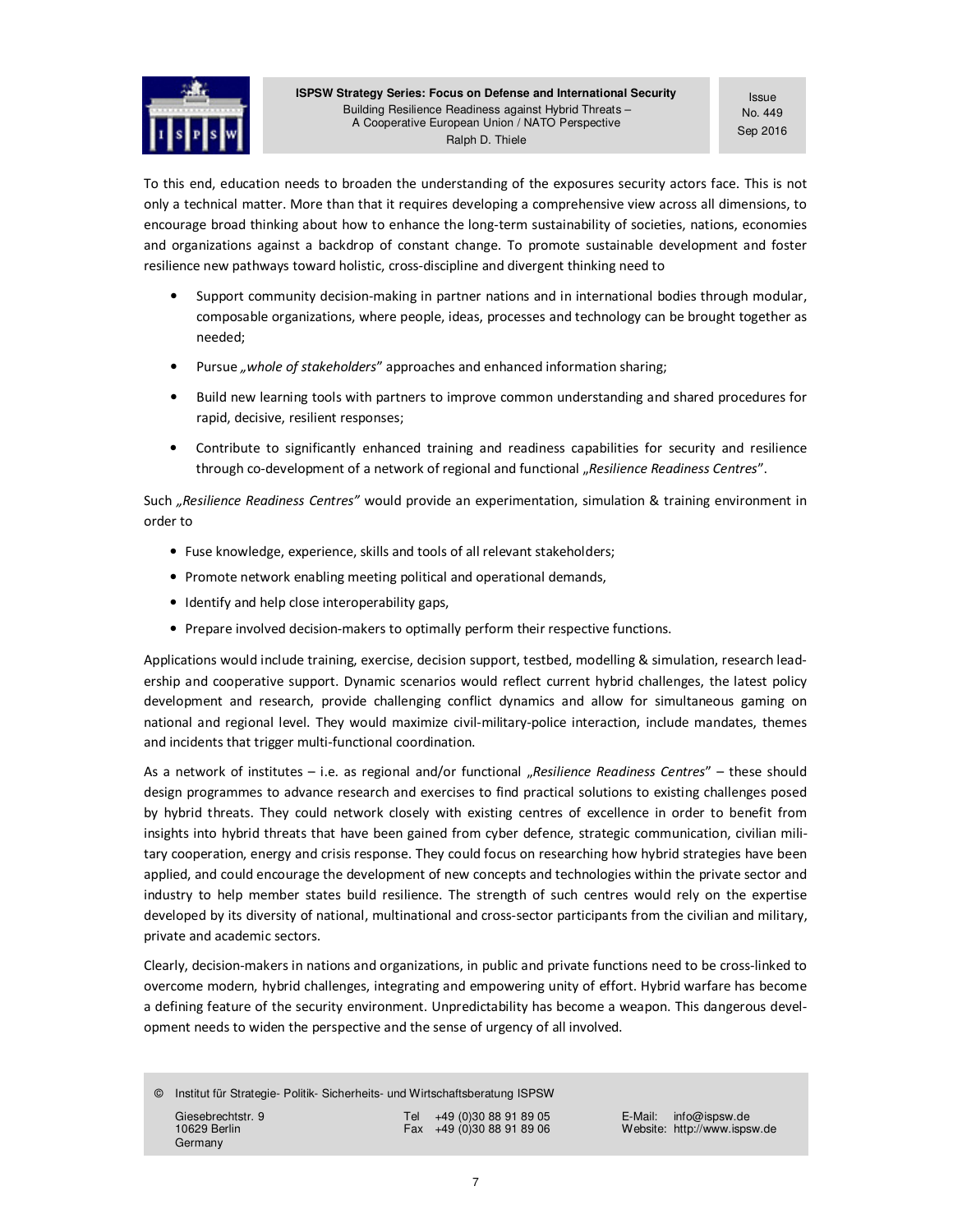To this end, education needs to broaden the understanding of the exposures security actors face. This is not only a technical matter. More than that it requires developing a comprehensive view across all dimensions, to encourage broad thinking about how to enhance the long-term sustainability of societies, nations, economies and organizations against a backdrop of constant change. To promote sustainable development and foster resilience new pathways toward holistic, cross-discipline and divergent thinking need to

- Support community decision-making in partner nations and in international bodies through modular, composable organizations, where people, ideas, processes and technology can be brought together as needed;
- Pursue „*whole of stakeholders*" approaches and enhanced information sharing;
- Build new learning tools with partners to improve common understanding and shared procedures for rapid, decisive, resilient responses;
- Contribute to significantly enhanced training and readiness capabilities for security and resilience through co-development of a network of regional and functional „*Resilience Readiness Centres*".

Such „*Resilience Readiness Centres"* would provide an experimentation, simulation & training environment in order to

- Fuse knowledge, experience, skills and tools of all relevant stakeholders;
- Promote network enabling meeting political and operational demands,
- Identify and help close interoperability gaps,
- Prepare involved decision-makers to optimally perform their respective functions.

Applications would include training, exercise, decision support, testbed, modelling & simulation, research leadership and cooperative support. Dynamic scenarios would reflect current hybrid challenges, the latest policy development and research, provide challenging conflict dynamics and allow for simultaneous gaming on national and regional level. They would maximize civil-military-police interaction, include mandates, themes and incidents that trigger multi-functional coordination.

As a network of institutes – i.e. as regional and/or functional „*Resilience Readiness Centres*" – these should design programmes to advance research and exercises to find practical solutions to existing challenges posed by hybrid threats. They could network closely with existing centres of excellence in order to benefit from insights into hybrid threats that have been gained from cyber defence, strategic communication, civilian military cooperation, energy and crisis response. They could focus on researching how hybrid strategies have been applied, and could encourage the development of new concepts and technologies within the private sector and industry to help member states build resilience. The strength of such centres would rely on the expertise developed by its diversity of national, multinational and cross-sector participants from the civilian and military, private and academic sectors.

Clearly, decision-makers in nations and organizations, in public and private functions need to be cross-linked to overcome modern, hybrid challenges, integrating and empowering unity of effort. Hybrid warfare has become a defining feature of the security environment. Unpredictability has become a weapon. This dangerous development needs to widen the perspective and the sense of urgency of all involved.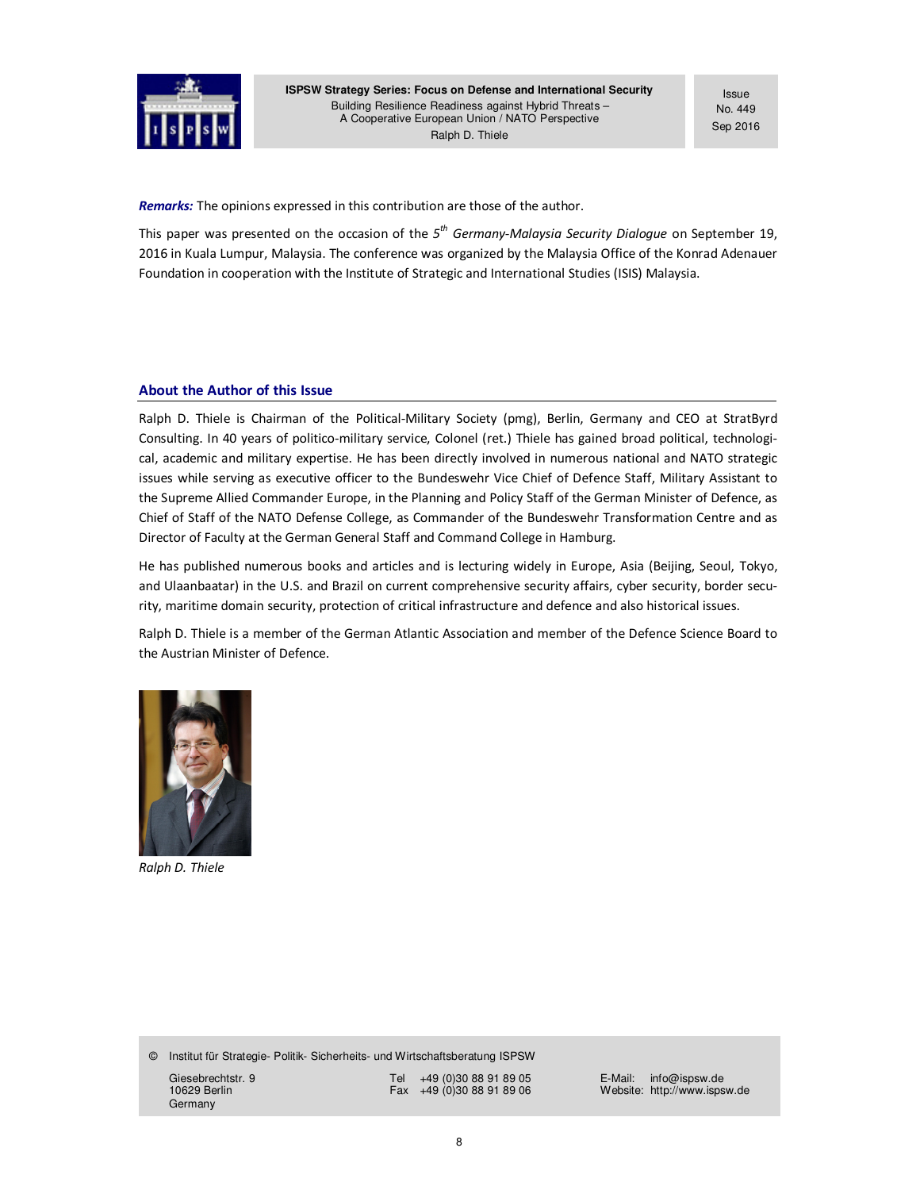***Remarks:*** The opinions expressed in this contribution are those of the author.

This paper was presented on the occasion of the 5th *Germany-Malaysia Security Dialogue* on September 19, 2016 in Kuala Lumpur, Malaysia. The conference was organized by the Malaysia Office of the Konrad Adenauer Foundation in cooperation with the Institute of Strategic and International Studies (ISIS) Malaysia.

## About the Author of this Issue

Ralph D. Thiele is Chairman of the Political-Military Society (pmg), Berlin, Germany and CEO at StratByrd Consulting. In 40 years of politico-military service, Colonel (ret.) Thiele has gained broad political, technological, academic and military expertise. He has been directly involved in numerous national and NATO strategic issues while serving as executive officer to the Bundeswehr Vice Chief of Defence Staff, Military Assistant to the Supreme Allied Commander Europe, in the Planning and Policy Staff of the German Minister of Defence, as Chief of Staff of the NATO Defense College, as Commander of the Bundeswehr Transformation Centre and as Director of Faculty at the German General Staff and Command College in Hamburg.

He has published numerous books and articles and is lecturing widely in Europe, Asia (Beijing, Seoul, Tokyo, and Ulaanbaatar) in the U.S. and Brazil on current comprehensive security affairs, cyber security, border security, maritime domain security, protection of critical infrastructure and defence and also historical issues.

Ralph D. Thiele is a member of the German Atlantic Association and member of the Defence Science Board to the Austrian Minister of Defence.

*Ralph D. Thiele*